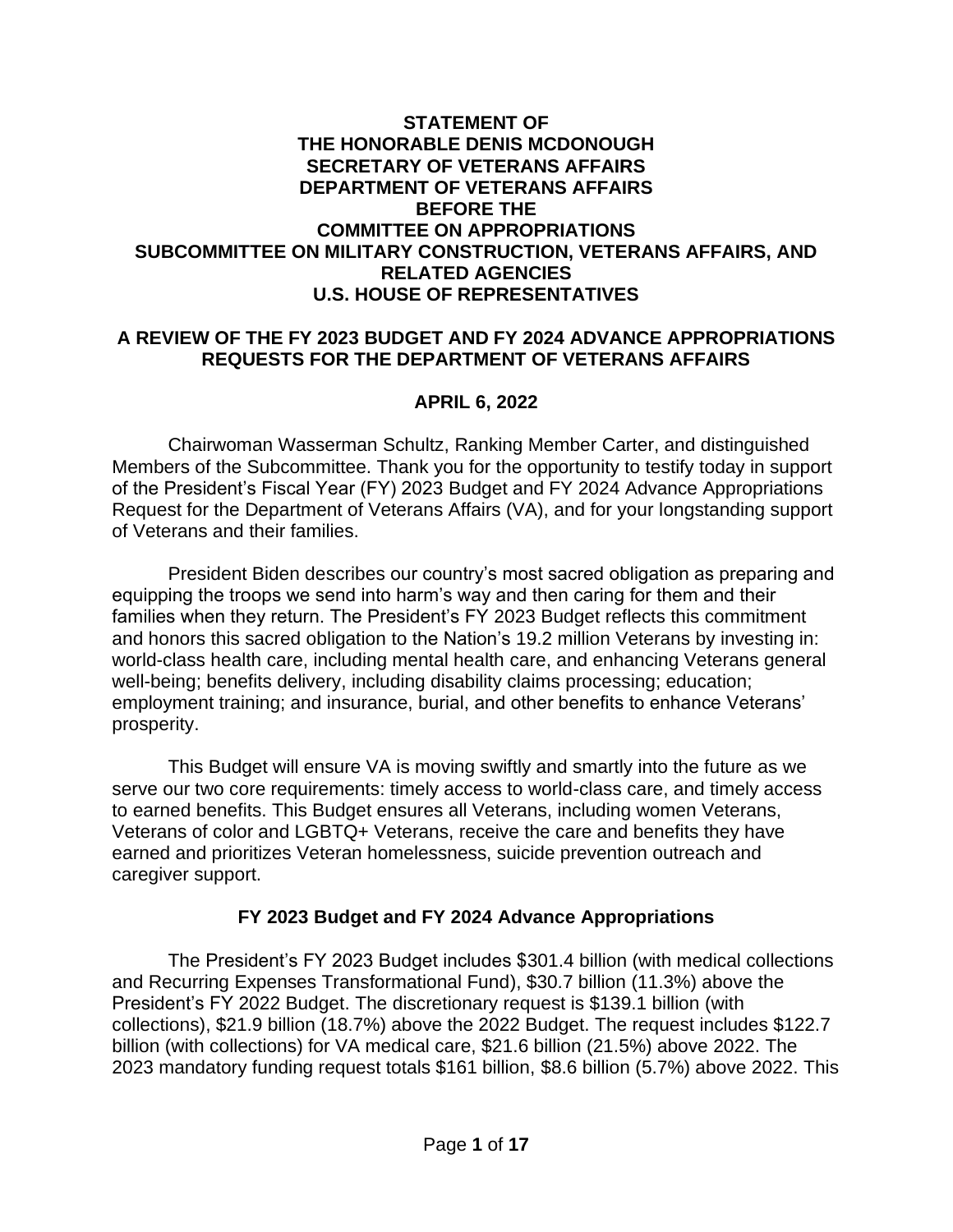**STATEMENT OF**
**THE HONORABLE DENIS MCDONOUGH**
**SECRETARY OF VETERANS AFFAIRS**
**DEPARTMENT OF VETERANS AFFAIRS**
**BEFORE THE**
**COMMITTEE ON APPROPRIATIONS**
**SUBCOMMITTEE ON MILITARY CONSTRUCTION, VETERANS AFFAIRS, AND RELATED AGENCIES**
**U.S. HOUSE OF REPRESENTATIVES**

**A REVIEW OF THE FY 2023 BUDGET AND FY 2024 ADVANCE APPROPRIATIONS REQUESTS FOR THE DEPARTMENT OF VETERANS AFFAIRS**

**APRIL 6, 2022**

Chairwoman Wasserman Schultz, Ranking Member Carter, and distinguished Members of the Subcommittee. Thank you for the opportunity to testify today in support of the President's Fiscal Year (FY) 2023 Budget and FY 2024 Advance Appropriations Request for the Department of Veterans Affairs (VA), and for your longstanding support of Veterans and their families.

President Biden describes our country's most sacred obligation as preparing and equipping the troops we send into harm's way and then caring for them and their families when they return. The President's FY 2023 Budget reflects this commitment and honors this sacred obligation to the Nation's 19.2 million Veterans by investing in: world-class health care, including mental health care, and enhancing Veterans general well-being; benefits delivery, including disability claims processing; education; employment training; and insurance, burial, and other benefits to enhance Veterans' prosperity.

This Budget will ensure VA is moving swiftly and smartly into the future as we serve our two core requirements: timely access to world-class care, and timely access to earned benefits. This Budget ensures all Veterans, including women Veterans, Veterans of color and LGBTQ+ Veterans, receive the care and benefits they have earned and prioritizes Veteran homelessness, suicide prevention outreach and caregiver support.

## FY 2023 Budget and FY 2024 Advance Appropriations

The President's FY 2023 Budget includes $301.4 billion (with medical collections and Recurring Expenses Transformational Fund), $30.7 billion (11.3%) above the President's FY 2022 Budget. The discretionary request is $139.1 billion (with collections), $21.9 billion (18.7%) above the 2022 Budget. The request includes $122.7 billion (with collections) for VA medical care, $21.6 billion (21.5%) above 2022. The 2023 mandatory funding request totals $161 billion, $8.6 billion (5.7%) above 2022. This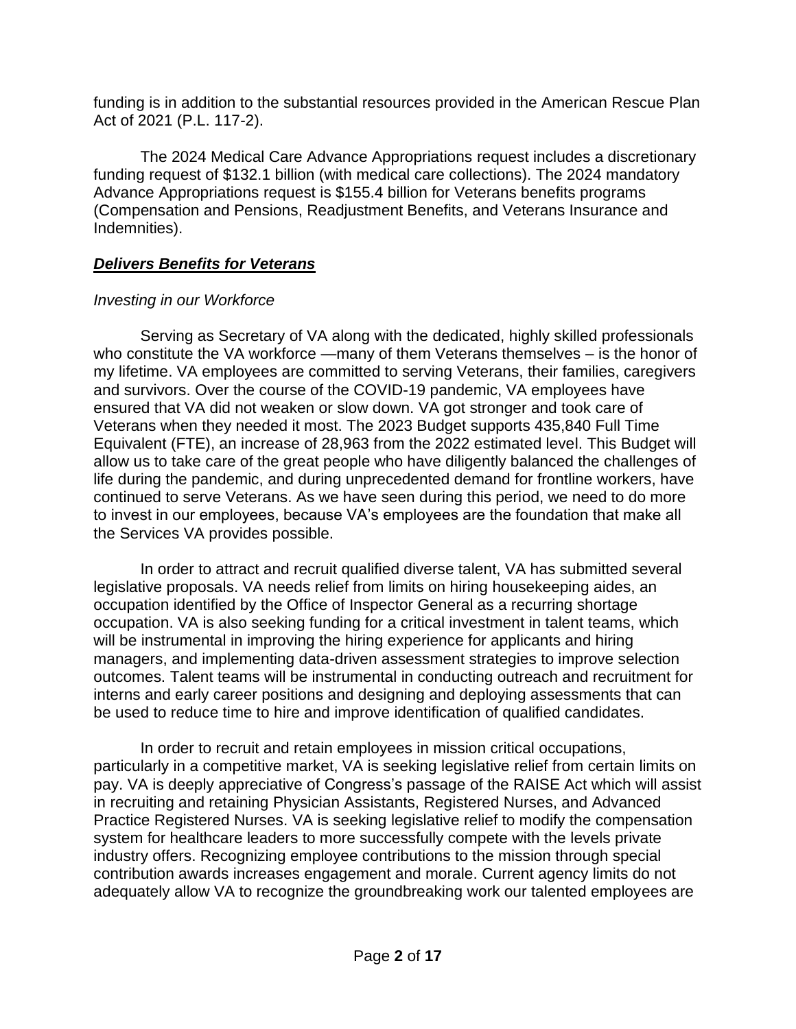funding is in addition to the substantial resources provided in the American Rescue Plan Act of 2021 (P.L. 117-2).

The 2024 Medical Care Advance Appropriations request includes a discretionary funding request of $132.1 billion (with medical care collections). The 2024 mandatory Advance Appropriations request is $155.4 billion for Veterans benefits programs (Compensation and Pensions, Readjustment Benefits, and Veterans Insurance and Indemnities).

## ***Delivers Benefits for Veterans***

*Investing in our Workforce*

Serving as Secretary of VA along with the dedicated, highly skilled professionals who constitute the VA workforce —many of them Veterans themselves – is the honor of my lifetime. VA employees are committed to serving Veterans, their families, caregivers and survivors. Over the course of the COVID-19 pandemic, VA employees have ensured that VA did not weaken or slow down. VA got stronger and took care of Veterans when they needed it most. The 2023 Budget supports 435,840 Full Time Equivalent (FTE), an increase of 28,963 from the 2022 estimated level. This Budget will allow us to take care of the great people who have diligently balanced the challenges of life during the pandemic, and during unprecedented demand for frontline workers, have continued to serve Veterans. As we have seen during this period, we need to do more to invest in our employees, because VA's employees are the foundation that make all the Services VA provides possible.

In order to attract and recruit qualified diverse talent, VA has submitted several legislative proposals. VA needs relief from limits on hiring housekeeping aides, an occupation identified by the Office of Inspector General as a recurring shortage occupation. VA is also seeking funding for a critical investment in talent teams, which will be instrumental in improving the hiring experience for applicants and hiring managers, and implementing data-driven assessment strategies to improve selection outcomes. Talent teams will be instrumental in conducting outreach and recruitment for interns and early career positions and designing and deploying assessments that can be used to reduce time to hire and improve identification of qualified candidates.

In order to recruit and retain employees in mission critical occupations, particularly in a competitive market, VA is seeking legislative relief from certain limits on pay. VA is deeply appreciative of Congress's passage of the RAISE Act which will assist in recruiting and retaining Physician Assistants, Registered Nurses, and Advanced Practice Registered Nurses. VA is seeking legislative relief to modify the compensation system for healthcare leaders to more successfully compete with the levels private industry offers. Recognizing employee contributions to the mission through special contribution awards increases engagement and morale. Current agency limits do not adequately allow VA to recognize the groundbreaking work our talented employees are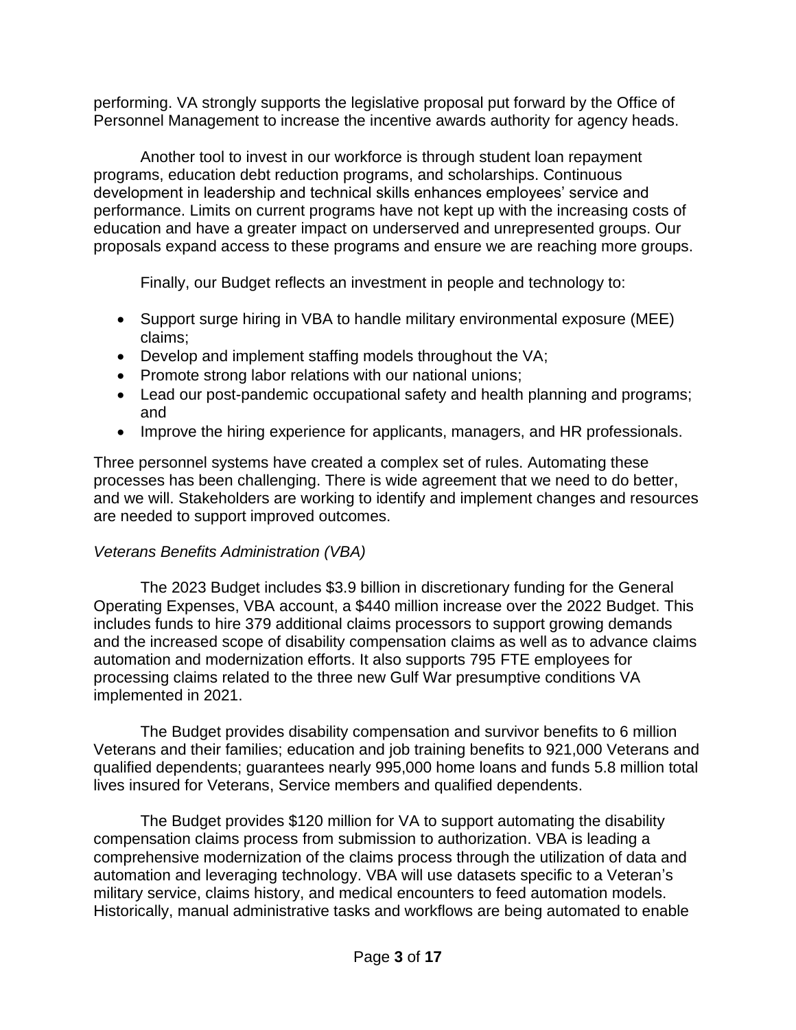performing. VA strongly supports the legislative proposal put forward by the Office of Personnel Management to increase the incentive awards authority for agency heads.

Another tool to invest in our workforce is through student loan repayment programs, education debt reduction programs, and scholarships. Continuous development in leadership and technical skills enhances employees' service and performance. Limits on current programs have not kept up with the increasing costs of education and have a greater impact on underserved and unrepresented groups. Our proposals expand access to these programs and ensure we are reaching more groups.

Finally, our Budget reflects an investment in people and technology to:

- Support surge hiring in VBA to handle military environmental exposure (MEE) claims;
- Develop and implement staffing models throughout the VA;
- Promote strong labor relations with our national unions;
- Lead our post-pandemic occupational safety and health planning and programs; and
- Improve the hiring experience for applicants, managers, and HR professionals.

Three personnel systems have created a complex set of rules. Automating these processes has been challenging. There is wide agreement that we need to do better, and we will. Stakeholders are working to identify and implement changes and resources are needed to support improved outcomes.

*Veterans Benefits Administration (VBA)*

The 2023 Budget includes $3.9 billion in discretionary funding for the General Operating Expenses, VBA account, a $440 million increase over the 2022 Budget. This includes funds to hire 379 additional claims processors to support growing demands and the increased scope of disability compensation claims as well as to advance claims automation and modernization efforts. It also supports 795 FTE employees for processing claims related to the three new Gulf War presumptive conditions VA implemented in 2021.

The Budget provides disability compensation and survivor benefits to 6 million Veterans and their families; education and job training benefits to 921,000 Veterans and qualified dependents; guarantees nearly 995,000 home loans and funds 5.8 million total lives insured for Veterans, Service members and qualified dependents.

The Budget provides $120 million for VA to support automating the disability compensation claims process from submission to authorization. VBA is leading a comprehensive modernization of the claims process through the utilization of data and automation and leveraging technology. VBA will use datasets specific to a Veteran's military service, claims history, and medical encounters to feed automation models. Historically, manual administrative tasks and workflows are being automated to enable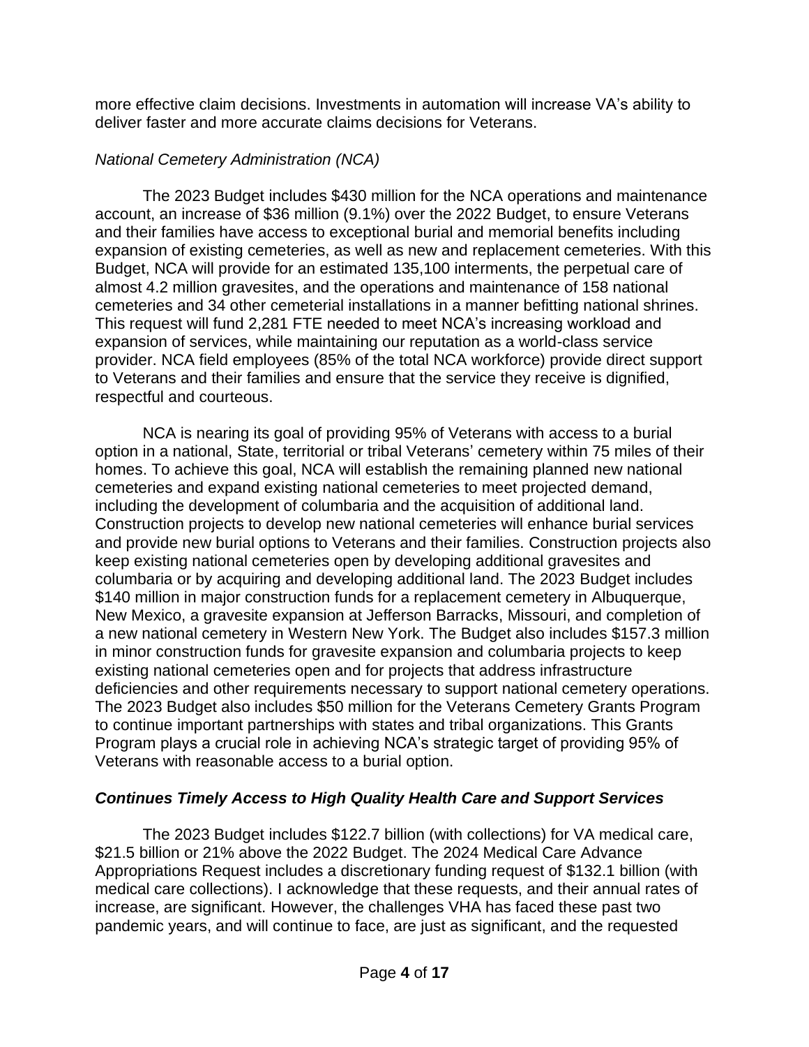more effective claim decisions. Investments in automation will increase VA's ability to deliver faster and more accurate claims decisions for Veterans.

*National Cemetery Administration (NCA)*

The 2023 Budget includes $430 million for the NCA operations and maintenance account, an increase of $36 million (9.1%) over the 2022 Budget, to ensure Veterans and their families have access to exceptional burial and memorial benefits including expansion of existing cemeteries, as well as new and replacement cemeteries. With this Budget, NCA will provide for an estimated 135,100 interments, the perpetual care of almost 4.2 million gravesites, and the operations and maintenance of 158 national cemeteries and 34 other cemeterial installations in a manner befitting national shrines. This request will fund 2,281 FTE needed to meet NCA's increasing workload and expansion of services, while maintaining our reputation as a world-class service provider. NCA field employees (85% of the total NCA workforce) provide direct support to Veterans and their families and ensure that the service they receive is dignified, respectful and courteous.

NCA is nearing its goal of providing 95% of Veterans with access to a burial option in a national, State, territorial or tribal Veterans' cemetery within 75 miles of their homes. To achieve this goal, NCA will establish the remaining planned new national cemeteries and expand existing national cemeteries to meet projected demand, including the development of columbaria and the acquisition of additional land. Construction projects to develop new national cemeteries will enhance burial services and provide new burial options to Veterans and their families. Construction projects also keep existing national cemeteries open by developing additional gravesites and columbaria or by acquiring and developing additional land. The 2023 Budget includes $140 million in major construction funds for a replacement cemetery in Albuquerque, New Mexico, a gravesite expansion at Jefferson Barracks, Missouri, and completion of a new national cemetery in Western New York. The Budget also includes $157.3 million in minor construction funds for gravesite expansion and columbaria projects to keep existing national cemeteries open and for projects that address infrastructure deficiencies and other requirements necessary to support national cemetery operations. The 2023 Budget also includes $50 million for the Veterans Cemetery Grants Program to continue important partnerships with states and tribal organizations. This Grants Program plays a crucial role in achieving NCA's strategic target of providing 95% of Veterans with reasonable access to a burial option.

***Continues Timely Access to High Quality Health Care and Support Services***

The 2023 Budget includes $122.7 billion (with collections) for VA medical care, $21.5 billion or 21% above the 2022 Budget. The 2024 Medical Care Advance Appropriations Request includes a discretionary funding request of $132.1 billion (with medical care collections). I acknowledge that these requests, and their annual rates of increase, are significant. However, the challenges VHA has faced these past two pandemic years, and will continue to face, are just as significant, and the requested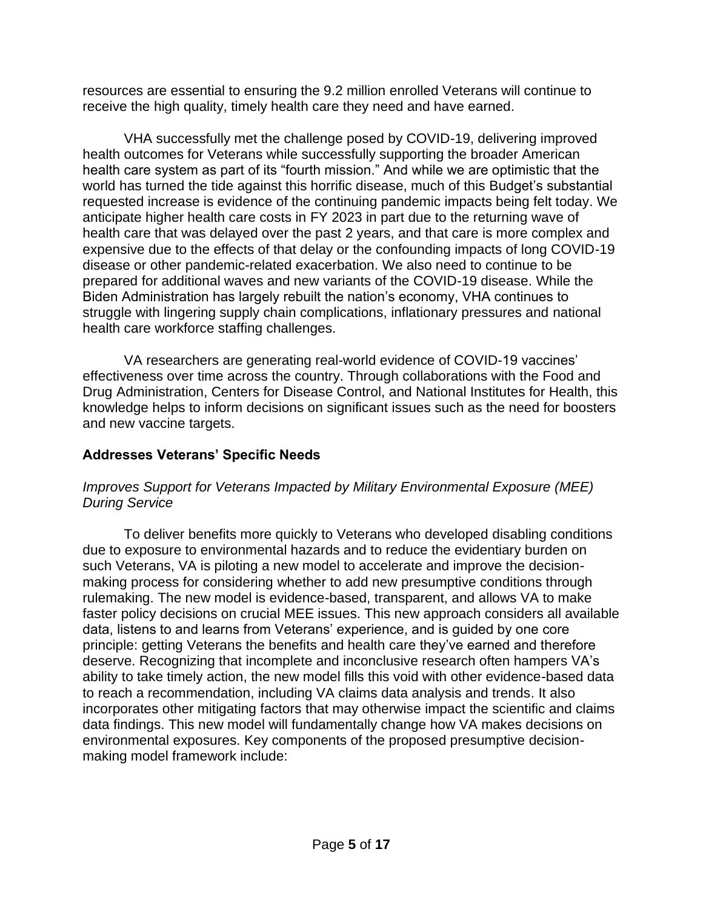resources are essential to ensuring the 9.2 million enrolled Veterans will continue to receive the high quality, timely health care they need and have earned.

VHA successfully met the challenge posed by COVID-19, delivering improved health outcomes for Veterans while successfully supporting the broader American health care system as part of its "fourth mission." And while we are optimistic that the world has turned the tide against this horrific disease, much of this Budget's substantial requested increase is evidence of the continuing pandemic impacts being felt today. We anticipate higher health care costs in FY 2023 in part due to the returning wave of health care that was delayed over the past 2 years, and that care is more complex and expensive due to the effects of that delay or the confounding impacts of long COVID-19 disease or other pandemic-related exacerbation. We also need to continue to be prepared for additional waves and new variants of the COVID-19 disease. While the Biden Administration has largely rebuilt the nation's economy, VHA continues to struggle with lingering supply chain complications, inflationary pressures and national health care workforce staffing challenges.

VA researchers are generating real-world evidence of COVID-19 vaccines' effectiveness over time across the country. Through collaborations with the Food and Drug Administration, Centers for Disease Control, and National Institutes for Health, this knowledge helps to inform decisions on significant issues such as the need for boosters and new vaccine targets.

## Addresses Veterans' Specific Needs

### *Improves Support for Veterans Impacted by Military Environmental Exposure (MEE) During Service*

To deliver benefits more quickly to Veterans who developed disabling conditions due to exposure to environmental hazards and to reduce the evidentiary burden on such Veterans, VA is piloting a new model to accelerate and improve the decision-making process for considering whether to add new presumptive conditions through rulemaking. The new model is evidence-based, transparent, and allows VA to make faster policy decisions on crucial MEE issues. This new approach considers all available data, listens to and learns from Veterans' experience, and is guided by one core principle: getting Veterans the benefits and health care they've earned and therefore deserve. Recognizing that incomplete and inconclusive research often hampers VA's ability to take timely action, the new model fills this void with other evidence-based data to reach a recommendation, including VA claims data analysis and trends. It also incorporates other mitigating factors that may otherwise impact the scientific and claims data findings. This new model will fundamentally change how VA makes decisions on environmental exposures. Key components of the proposed presumptive decision-making model framework include: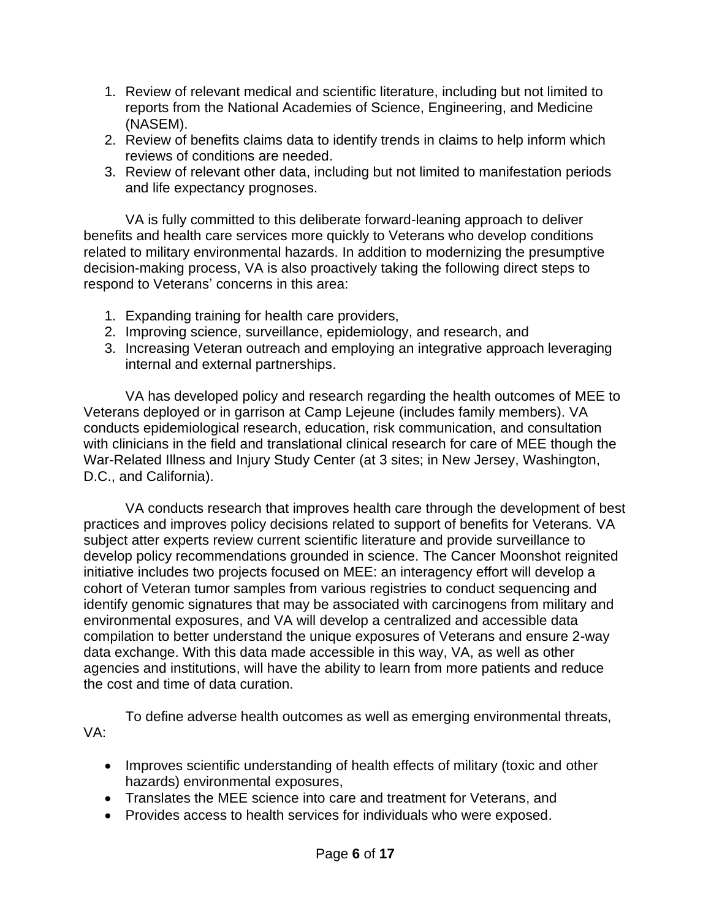1. Review of relevant medical and scientific literature, including but not limited to reports from the National Academies of Science, Engineering, and Medicine (NASEM).
2. Review of benefits claims data to identify trends in claims to help inform which reviews of conditions are needed.
3. Review of relevant other data, including but not limited to manifestation periods and life expectancy prognoses.

VA is fully committed to this deliberate forward-leaning approach to deliver benefits and health care services more quickly to Veterans who develop conditions related to military environmental hazards. In addition to modernizing the presumptive decision-making process, VA is also proactively taking the following direct steps to respond to Veterans' concerns in this area:

1. Expanding training for health care providers,
2. Improving science, surveillance, epidemiology, and research, and
3. Increasing Veteran outreach and employing an integrative approach leveraging internal and external partnerships.

VA has developed policy and research regarding the health outcomes of MEE to Veterans deployed or in garrison at Camp Lejeune (includes family members). VA conducts epidemiological research, education, risk communication, and consultation with clinicians in the field and translational clinical research for care of MEE though the War-Related Illness and Injury Study Center (at 3 sites; in New Jersey, Washington, D.C., and California).

VA conducts research that improves health care through the development of best practices and improves policy decisions related to support of benefits for Veterans. VA subject atter experts review current scientific literature and provide surveillance to develop policy recommendations grounded in science. The Cancer Moonshot reignited initiative includes two projects focused on MEE: an interagency effort will develop a cohort of Veteran tumor samples from various registries to conduct sequencing and identify genomic signatures that may be associated with carcinogens from military and environmental exposures, and VA will develop a centralized and accessible data compilation to better understand the unique exposures of Veterans and ensure 2-way data exchange. With this data made accessible in this way, VA, as well as other agencies and institutions, will have the ability to learn from more patients and reduce the cost and time of data curation.

To define adverse health outcomes as well as emerging environmental threats, VA:

- Improves scientific understanding of health effects of military (toxic and other hazards) environmental exposures,
- Translates the MEE science into care and treatment for Veterans, and
- Provides access to health services for individuals who were exposed.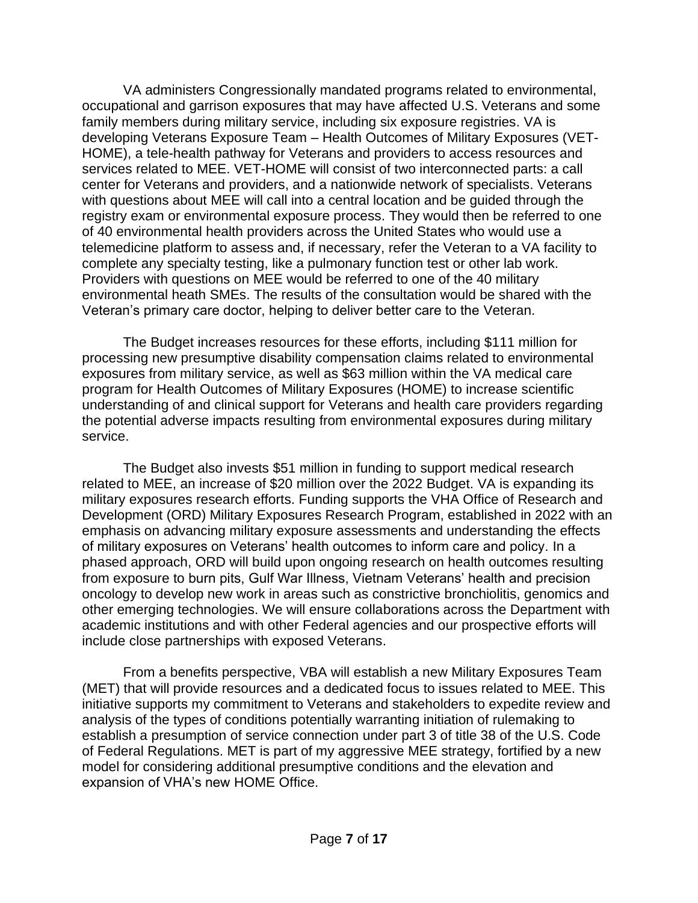VA administers Congressionally mandated programs related to environmental, occupational and garrison exposures that may have affected U.S. Veterans and some family members during military service, including six exposure registries. VA is developing Veterans Exposure Team – Health Outcomes of Military Exposures (VET-HOME), a tele-health pathway for Veterans and providers to access resources and services related to MEE. VET-HOME will consist of two interconnected parts: a call center for Veterans and providers, and a nationwide network of specialists. Veterans with questions about MEE will call into a central location and be guided through the registry exam or environmental exposure process. They would then be referred to one of 40 environmental health providers across the United States who would use a telemedicine platform to assess and, if necessary, refer the Veteran to a VA facility to complete any specialty testing, like a pulmonary function test or other lab work. Providers with questions on MEE would be referred to one of the 40 military environmental heath SMEs. The results of the consultation would be shared with the Veteran's primary care doctor, helping to deliver better care to the Veteran.

The Budget increases resources for these efforts, including $111 million for processing new presumptive disability compensation claims related to environmental exposures from military service, as well as $63 million within the VA medical care program for Health Outcomes of Military Exposures (HOME) to increase scientific understanding of and clinical support for Veterans and health care providers regarding the potential adverse impacts resulting from environmental exposures during military service.

The Budget also invests $51 million in funding to support medical research related to MEE, an increase of $20 million over the 2022 Budget. VA is expanding its military exposures research efforts. Funding supports the VHA Office of Research and Development (ORD) Military Exposures Research Program, established in 2022 with an emphasis on advancing military exposure assessments and understanding the effects of military exposures on Veterans' health outcomes to inform care and policy. In a phased approach, ORD will build upon ongoing research on health outcomes resulting from exposure to burn pits, Gulf War Illness, Vietnam Veterans' health and precision oncology to develop new work in areas such as constrictive bronchiolitis, genomics and other emerging technologies. We will ensure collaborations across the Department with academic institutions and with other Federal agencies and our prospective efforts will include close partnerships with exposed Veterans.

From a benefits perspective, VBA will establish a new Military Exposures Team (MET) that will provide resources and a dedicated focus to issues related to MEE. This initiative supports my commitment to Veterans and stakeholders to expedite review and analysis of the types of conditions potentially warranting initiation of rulemaking to establish a presumption of service connection under part 3 of title 38 of the U.S. Code of Federal Regulations. MET is part of my aggressive MEE strategy, fortified by a new model for considering additional presumptive conditions and the elevation and expansion of VHA's new HOME Office.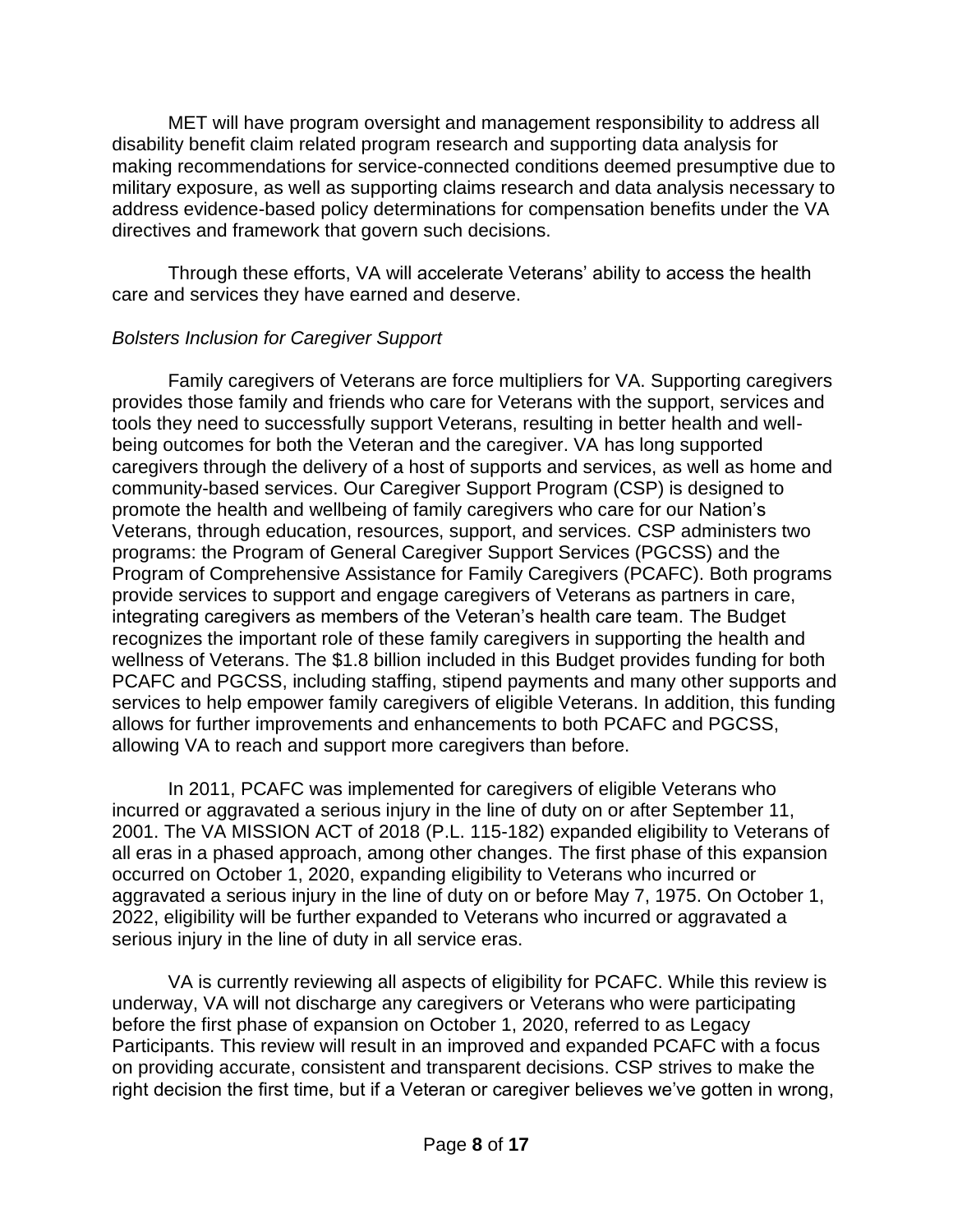MET will have program oversight and management responsibility to address all disability benefit claim related program research and supporting data analysis for making recommendations for service-connected conditions deemed presumptive due to military exposure, as well as supporting claims research and data analysis necessary to address evidence-based policy determinations for compensation benefits under the VA directives and framework that govern such decisions.

Through these efforts, VA will accelerate Veterans' ability to access the health care and services they have earned and deserve.

*Bolsters Inclusion for Caregiver Support*

Family caregivers of Veterans are force multipliers for VA. Supporting caregivers provides those family and friends who care for Veterans with the support, services and tools they need to successfully support Veterans, resulting in better health and well-being outcomes for both the Veteran and the caregiver. VA has long supported caregivers through the delivery of a host of supports and services, as well as home and community-based services. Our Caregiver Support Program (CSP) is designed to promote the health and wellbeing of family caregivers who care for our Nation's Veterans, through education, resources, support, and services. CSP administers two programs: the Program of General Caregiver Support Services (PGCSS) and the Program of Comprehensive Assistance for Family Caregivers (PCAFC). Both programs provide services to support and engage caregivers of Veterans as partners in care, integrating caregivers as members of the Veteran's health care team. The Budget recognizes the important role of these family caregivers in supporting the health and wellness of Veterans. The $1.8 billion included in this Budget provides funding for both PCAFC and PGCSS, including staffing, stipend payments and many other supports and services to help empower family caregivers of eligible Veterans. In addition, this funding allows for further improvements and enhancements to both PCAFC and PGCSS, allowing VA to reach and support more caregivers than before.

In 2011, PCAFC was implemented for caregivers of eligible Veterans who incurred or aggravated a serious injury in the line of duty on or after September 11, 2001. The VA MISSION ACT of 2018 (P.L. 115-182) expanded eligibility to Veterans of all eras in a phased approach, among other changes. The first phase of this expansion occurred on October 1, 2020, expanding eligibility to Veterans who incurred or aggravated a serious injury in the line of duty on or before May 7, 1975. On October 1, 2022, eligibility will be further expanded to Veterans who incurred or aggravated a serious injury in the line of duty in all service eras.

VA is currently reviewing all aspects of eligibility for PCAFC. While this review is underway, VA will not discharge any caregivers or Veterans who were participating before the first phase of expansion on October 1, 2020, referred to as Legacy Participants. This review will result in an improved and expanded PCAFC with a focus on providing accurate, consistent and transparent decisions. CSP strives to make the right decision the first time, but if a Veteran or caregiver believes we've gotten in wrong,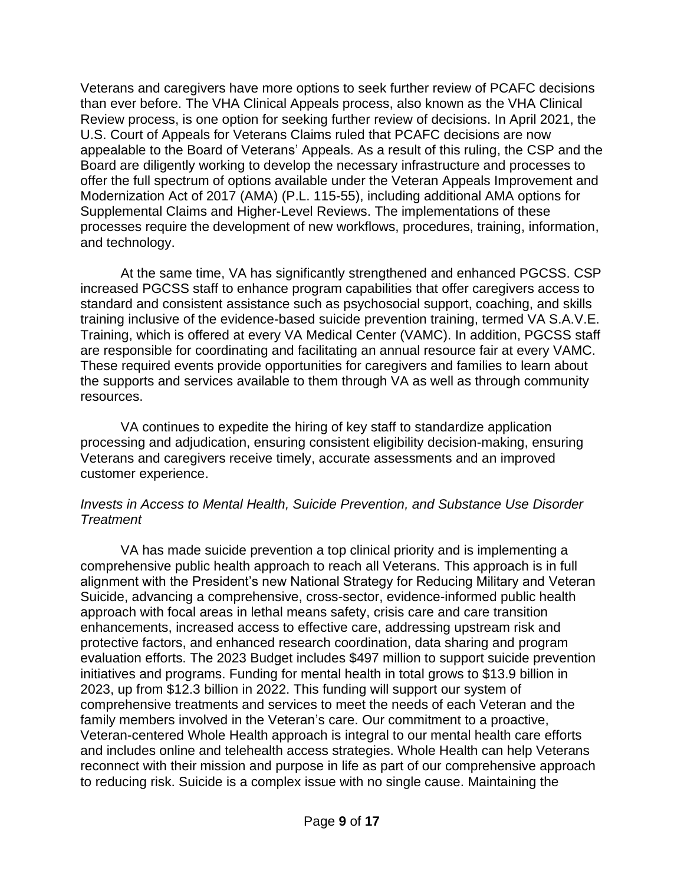Veterans and caregivers have more options to seek further review of PCAFC decisions than ever before. The VHA Clinical Appeals process, also known as the VHA Clinical Review process, is one option for seeking further review of decisions. In April 2021, the U.S. Court of Appeals for Veterans Claims ruled that PCAFC decisions are now appealable to the Board of Veterans' Appeals. As a result of this ruling, the CSP and the Board are diligently working to develop the necessary infrastructure and processes to offer the full spectrum of options available under the Veteran Appeals Improvement and Modernization Act of 2017 (AMA) (P.L. 115-55), including additional AMA options for Supplemental Claims and Higher-Level Reviews. The implementations of these processes require the development of new workflows, procedures, training, information, and technology.

At the same time, VA has significantly strengthened and enhanced PGCSS. CSP increased PGCSS staff to enhance program capabilities that offer caregivers access to standard and consistent assistance such as psychosocial support, coaching, and skills training inclusive of the evidence-based suicide prevention training, termed VA S.A.V.E. Training, which is offered at every VA Medical Center (VAMC). In addition, PGCSS staff are responsible for coordinating and facilitating an annual resource fair at every VAMC. These required events provide opportunities for caregivers and families to learn about the supports and services available to them through VA as well as through community resources.

VA continues to expedite the hiring of key staff to standardize application processing and adjudication, ensuring consistent eligibility decision-making, ensuring Veterans and caregivers receive timely, accurate assessments and an improved customer experience.

*Invests in Access to Mental Health, Suicide Prevention, and Substance Use Disorder Treatment*

VA has made suicide prevention a top clinical priority and is implementing a comprehensive public health approach to reach all Veterans. This approach is in full alignment with the President's new National Strategy for Reducing Military and Veteran Suicide, advancing a comprehensive, cross-sector, evidence-informed public health approach with focal areas in lethal means safety, crisis care and care transition enhancements, increased access to effective care, addressing upstream risk and protective factors, and enhanced research coordination, data sharing and program evaluation efforts. The 2023 Budget includes $497 million to support suicide prevention initiatives and programs. Funding for mental health in total grows to $13.9 billion in 2023, up from $12.3 billion in 2022. This funding will support our system of comprehensive treatments and services to meet the needs of each Veteran and the family members involved in the Veteran's care. Our commitment to a proactive, Veteran-centered Whole Health approach is integral to our mental health care efforts and includes online and telehealth access strategies. Whole Health can help Veterans reconnect with their mission and purpose in life as part of our comprehensive approach to reducing risk. Suicide is a complex issue with no single cause. Maintaining the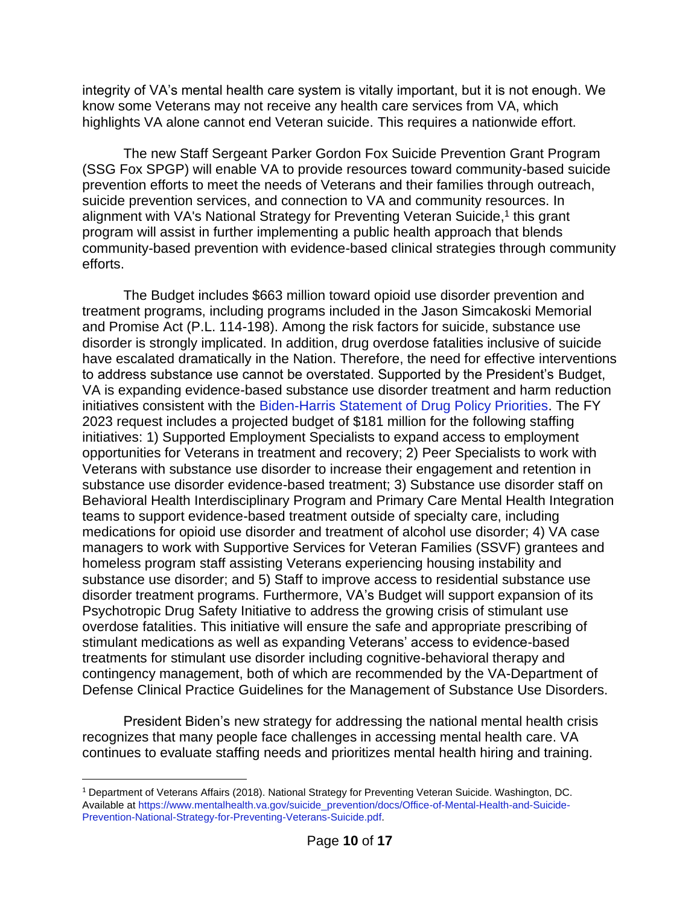integrity of VA's mental health care system is vitally important, but it is not enough. We know some Veterans may not receive any health care services from VA, which highlights VA alone cannot end Veteran suicide. This requires a nationwide effort.

The new Staff Sergeant Parker Gordon Fox Suicide Prevention Grant Program (SSG Fox SPGP) will enable VA to provide resources toward community-based suicide prevention efforts to meet the needs of Veterans and their families through outreach, suicide prevention services, and connection to VA and community resources. In alignment with VA's National Strategy for Preventing Veteran Suicide,[1] this grant program will assist in further implementing a public health approach that blends community-based prevention with evidence-based clinical strategies through community efforts.

The Budget includes $663 million toward opioid use disorder prevention and treatment programs, including programs included in the Jason Simcakoski Memorial and Promise Act (P.L. 114-198). Among the risk factors for suicide, substance use disorder is strongly implicated. In addition, drug overdose fatalities inclusive of suicide have escalated dramatically in the Nation. Therefore, the need for effective interventions to address substance use cannot be overstated. Supported by the President's Budget, VA is expanding evidence-based substance use disorder treatment and harm reduction initiatives consistent with the Biden-Harris Statement of Drug Policy Priorities. The FY 2023 request includes a projected budget of $181 million for the following staffing initiatives: 1) Supported Employment Specialists to expand access to employment opportunities for Veterans in treatment and recovery; 2) Peer Specialists to work with Veterans with substance use disorder to increase their engagement and retention in substance use disorder evidence-based treatment; 3) Substance use disorder staff on Behavioral Health Interdisciplinary Program and Primary Care Mental Health Integration teams to support evidence-based treatment outside of specialty care, including medications for opioid use disorder and treatment of alcohol use disorder; 4) VA case managers to work with Supportive Services for Veteran Families (SSVF) grantees and homeless program staff assisting Veterans experiencing housing instability and substance use disorder; and 5) Staff to improve access to residential substance use disorder treatment programs. Furthermore, VA's Budget will support expansion of its Psychotropic Drug Safety Initiative to address the growing crisis of stimulant use overdose fatalities. This initiative will ensure the safe and appropriate prescribing of stimulant medications as well as expanding Veterans' access to evidence-based treatments for stimulant use disorder including cognitive-behavioral therapy and contingency management, both of which are recommended by the VA-Department of Defense Clinical Practice Guidelines for the Management of Substance Use Disorders.

President Biden's new strategy for addressing the national mental health crisis recognizes that many people face challenges in accessing mental health care. VA continues to evaluate staffing needs and prioritizes mental health hiring and training.

---

[1] Department of Veterans Affairs (2018). National Strategy for Preventing Veteran Suicide. Washington, DC. Available at https://www.mentalhealth.va.gov/suicide_prevention/docs/Office-of-Mental-Health-and-Suicide-Prevention-National-Strategy-for-Preventing-Veterans-Suicide.pdf.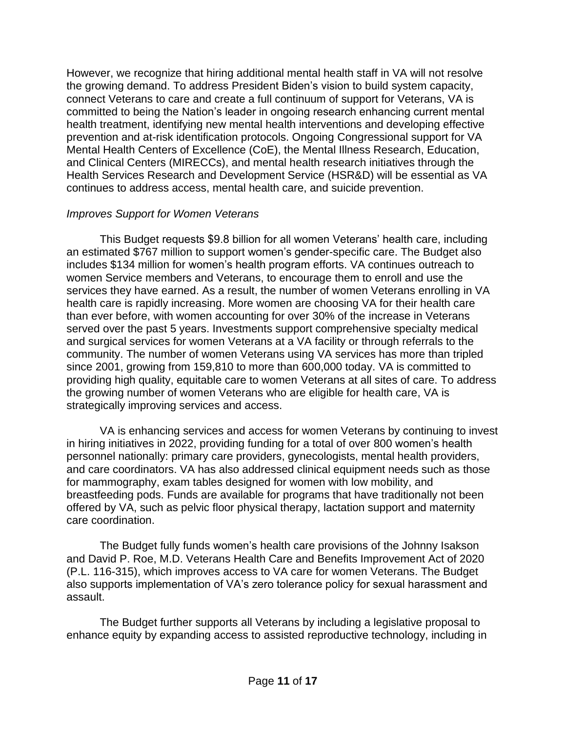However, we recognize that hiring additional mental health staff in VA will not resolve the growing demand. To address President Biden's vision to build system capacity, connect Veterans to care and create a full continuum of support for Veterans, VA is committed to being the Nation's leader in ongoing research enhancing current mental health treatment, identifying new mental health interventions and developing effective prevention and at-risk identification protocols. Ongoing Congressional support for VA Mental Health Centers of Excellence (CoE), the Mental Illness Research, Education, and Clinical Centers (MIRECCs), and mental health research initiatives through the Health Services Research and Development Service (HSR&D) will be essential as VA continues to address access, mental health care, and suicide prevention.

*Improves Support for Women Veterans*

This Budget requests $9.8 billion for all women Veterans' health care, including an estimated $767 million to support women's gender-specific care. The Budget also includes $134 million for women's health program efforts. VA continues outreach to women Service members and Veterans, to encourage them to enroll and use the services they have earned. As a result, the number of women Veterans enrolling in VA health care is rapidly increasing. More women are choosing VA for their health care than ever before, with women accounting for over 30% of the increase in Veterans served over the past 5 years. Investments support comprehensive specialty medical and surgical services for women Veterans at a VA facility or through referrals to the community. The number of women Veterans using VA services has more than tripled since 2001, growing from 159,810 to more than 600,000 today. VA is committed to providing high quality, equitable care to women Veterans at all sites of care. To address the growing number of women Veterans who are eligible for health care, VA is strategically improving services and access.

VA is enhancing services and access for women Veterans by continuing to invest in hiring initiatives in 2022, providing funding for a total of over 800 women's health personnel nationally: primary care providers, gynecologists, mental health providers, and care coordinators. VA has also addressed clinical equipment needs such as those for mammography, exam tables designed for women with low mobility, and breastfeeding pods. Funds are available for programs that have traditionally not been offered by VA, such as pelvic floor physical therapy, lactation support and maternity care coordination.

The Budget fully funds women's health care provisions of the Johnny Isakson and David P. Roe, M.D. Veterans Health Care and Benefits Improvement Act of 2020 (P.L. 116-315), which improves access to VA care for women Veterans. The Budget also supports implementation of VA's zero tolerance policy for sexual harassment and assault.

The Budget further supports all Veterans by including a legislative proposal to enhance equity by expanding access to assisted reproductive technology, including in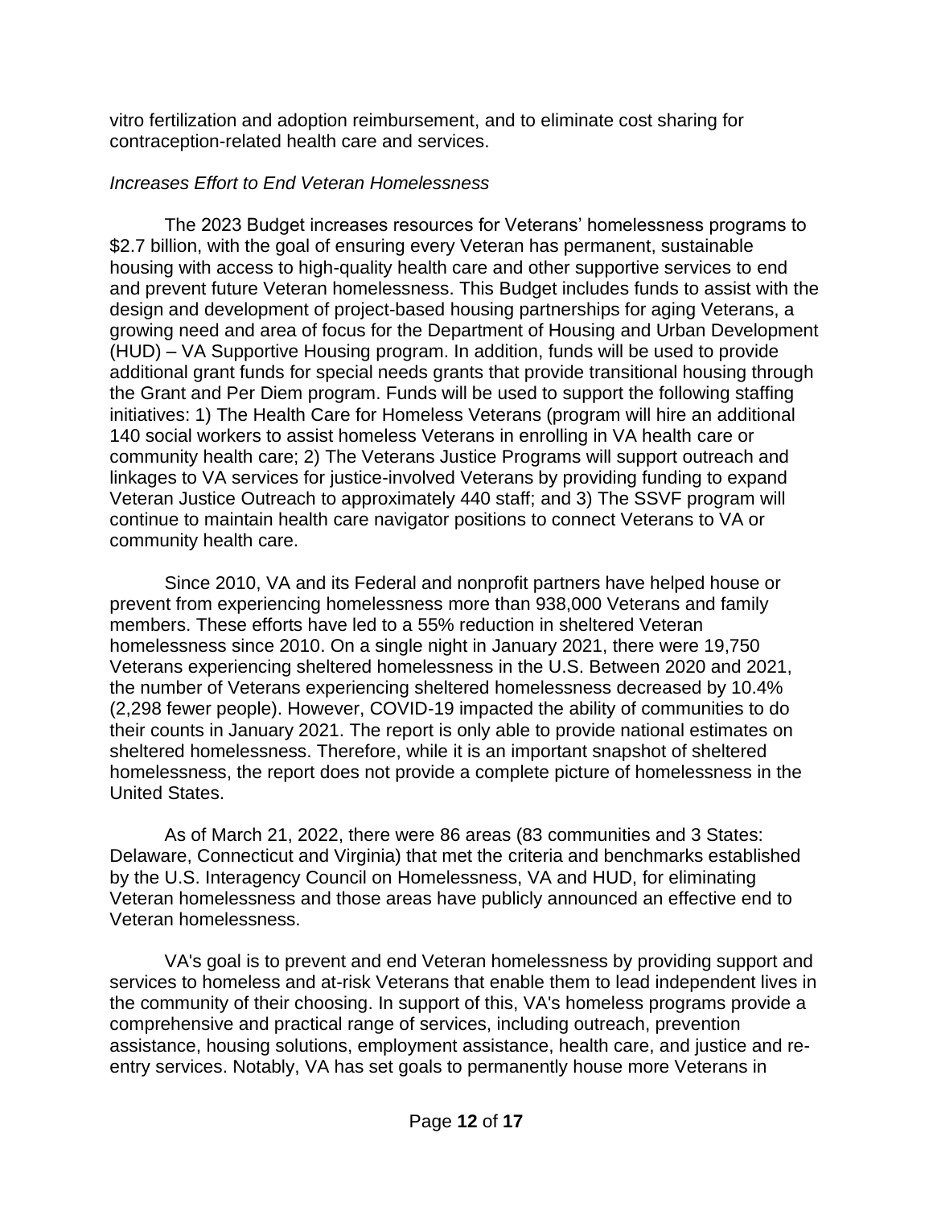vitro fertilization and adoption reimbursement, and to eliminate cost sharing for contraception-related health care and services.

*Increases Effort to End Veteran Homelessness*

The 2023 Budget increases resources for Veterans' homelessness programs to $2.7 billion, with the goal of ensuring every Veteran has permanent, sustainable housing with access to high-quality health care and other supportive services to end and prevent future Veteran homelessness. This Budget includes funds to assist with the design and development of project-based housing partnerships for aging Veterans, a growing need and area of focus for the Department of Housing and Urban Development (HUD) – VA Supportive Housing program. In addition, funds will be used to provide additional grant funds for special needs grants that provide transitional housing through the Grant and Per Diem program. Funds will be used to support the following staffing initiatives: 1) The Health Care for Homeless Veterans (program will hire an additional 140 social workers to assist homeless Veterans in enrolling in VA health care or community health care; 2) The Veterans Justice Programs will support outreach and linkages to VA services for justice-involved Veterans by providing funding to expand Veteran Justice Outreach to approximately 440 staff; and 3) The SSVF program will continue to maintain health care navigator positions to connect Veterans to VA or community health care.

Since 2010, VA and its Federal and nonprofit partners have helped house or prevent from experiencing homelessness more than 938,000 Veterans and family members. These efforts have led to a 55% reduction in sheltered Veteran homelessness since 2010. On a single night in January 2021, there were 19,750 Veterans experiencing sheltered homelessness in the U.S. Between 2020 and 2021, the number of Veterans experiencing sheltered homelessness decreased by 10.4% (2,298 fewer people). However, COVID-19 impacted the ability of communities to do their counts in January 2021. The report is only able to provide national estimates on sheltered homelessness. Therefore, while it is an important snapshot of sheltered homelessness, the report does not provide a complete picture of homelessness in the United States.

As of March 21, 2022, there were 86 areas (83 communities and 3 States: Delaware, Connecticut and Virginia) that met the criteria and benchmarks established by the U.S. Interagency Council on Homelessness, VA and HUD, for eliminating Veteran homelessness and those areas have publicly announced an effective end to Veteran homelessness.

VA's goal is to prevent and end Veteran homelessness by providing support and services to homeless and at-risk Veterans that enable them to lead independent lives in the community of their choosing. In support of this, VA's homeless programs provide a comprehensive and practical range of services, including outreach, prevention assistance, housing solutions, employment assistance, health care, and justice and re-entry services. Notably, VA has set goals to permanently house more Veterans in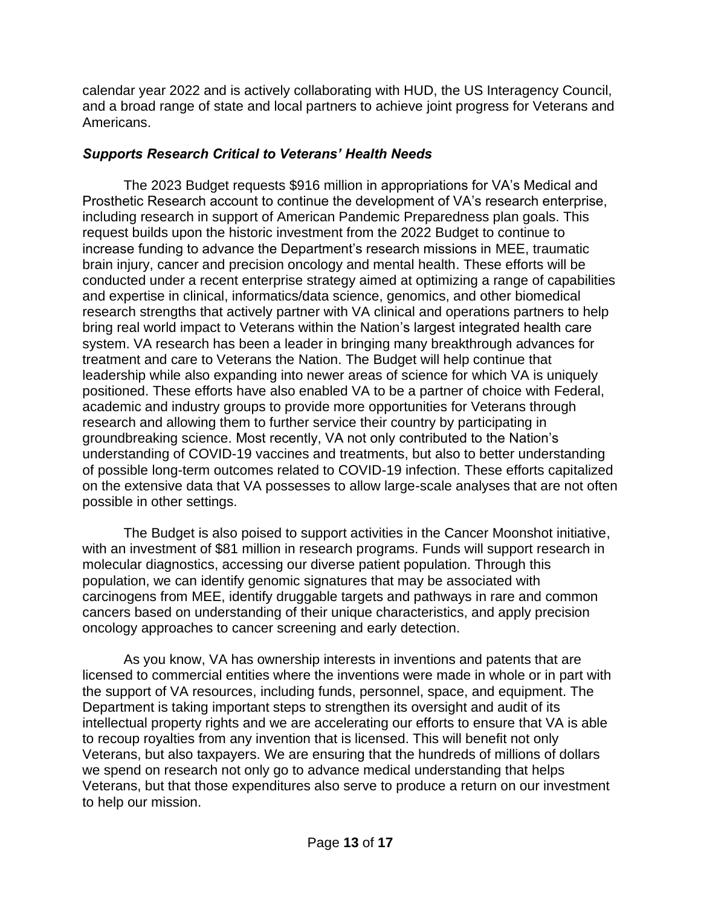calendar year 2022 and is actively collaborating with HUD, the US Interagency Council, and a broad range of state and local partners to achieve joint progress for Veterans and Americans.

### *Supports Research Critical to Veterans' Health Needs*

The 2023 Budget requests $916 million in appropriations for VA's Medical and Prosthetic Research account to continue the development of VA's research enterprise, including research in support of American Pandemic Preparedness plan goals. This request builds upon the historic investment from the 2022 Budget to continue to increase funding to advance the Department's research missions in MEE, traumatic brain injury, cancer and precision oncology and mental health. These efforts will be conducted under a recent enterprise strategy aimed at optimizing a range of capabilities and expertise in clinical, informatics/data science, genomics, and other biomedical research strengths that actively partner with VA clinical and operations partners to help bring real world impact to Veterans within the Nation's largest integrated health care system. VA research has been a leader in bringing many breakthrough advances for treatment and care to Veterans the Nation. The Budget will help continue that leadership while also expanding into newer areas of science for which VA is uniquely positioned. These efforts have also enabled VA to be a partner of choice with Federal, academic and industry groups to provide more opportunities for Veterans through research and allowing them to further service their country by participating in groundbreaking science. Most recently, VA not only contributed to the Nation's understanding of COVID-19 vaccines and treatments, but also to better understanding of possible long-term outcomes related to COVID-19 infection. These efforts capitalized on the extensive data that VA possesses to allow large-scale analyses that are not often possible in other settings.

The Budget is also poised to support activities in the Cancer Moonshot initiative, with an investment of $81 million in research programs. Funds will support research in molecular diagnostics, accessing our diverse patient population. Through this population, we can identify genomic signatures that may be associated with carcinogens from MEE, identify druggable targets and pathways in rare and common cancers based on understanding of their unique characteristics, and apply precision oncology approaches to cancer screening and early detection.

As you know, VA has ownership interests in inventions and patents that are licensed to commercial entities where the inventions were made in whole or in part with the support of VA resources, including funds, personnel, space, and equipment. The Department is taking important steps to strengthen its oversight and audit of its intellectual property rights and we are accelerating our efforts to ensure that VA is able to recoup royalties from any invention that is licensed. This will benefit not only Veterans, but also taxpayers. We are ensuring that the hundreds of millions of dollars we spend on research not only go to advance medical understanding that helps Veterans, but that those expenditures also serve to produce a return on our investment to help our mission.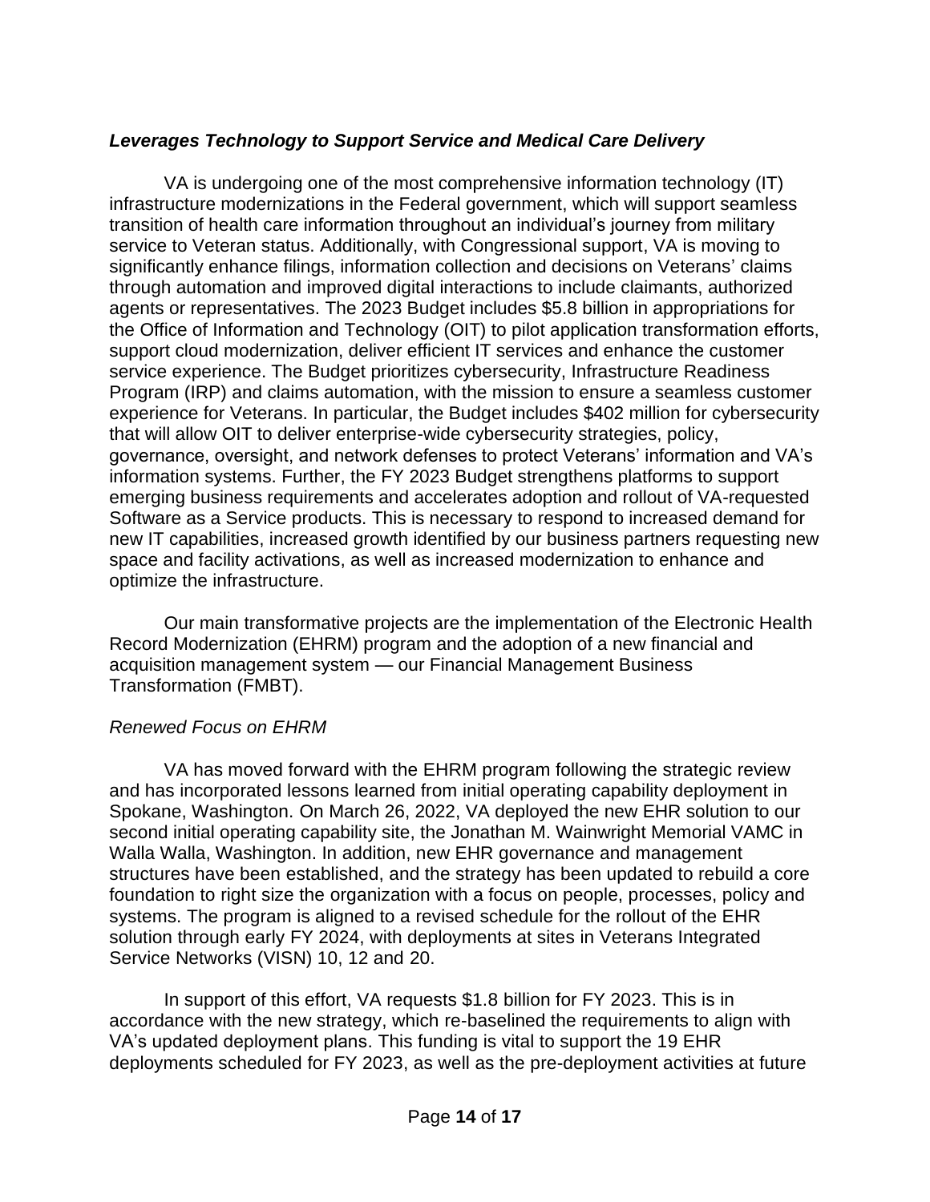### *Leverages Technology to Support Service and Medical Care Delivery*

VA is undergoing one of the most comprehensive information technology (IT) infrastructure modernizations in the Federal government, which will support seamless transition of health care information throughout an individual's journey from military service to Veteran status. Additionally, with Congressional support, VA is moving to significantly enhance filings, information collection and decisions on Veterans' claims through automation and improved digital interactions to include claimants, authorized agents or representatives. The 2023 Budget includes $5.8 billion in appropriations for the Office of Information and Technology (OIT) to pilot application transformation efforts, support cloud modernization, deliver efficient IT services and enhance the customer service experience. The Budget prioritizes cybersecurity, Infrastructure Readiness Program (IRP) and claims automation, with the mission to ensure a seamless customer experience for Veterans. In particular, the Budget includes $402 million for cybersecurity that will allow OIT to deliver enterprise-wide cybersecurity strategies, policy, governance, oversight, and network defenses to protect Veterans' information and VA's information systems. Further, the FY 2023 Budget strengthens platforms to support emerging business requirements and accelerates adoption and rollout of VA-requested Software as a Service products. This is necessary to respond to increased demand for new IT capabilities, increased growth identified by our business partners requesting new space and facility activations, as well as increased modernization to enhance and optimize the infrastructure.

Our main transformative projects are the implementation of the Electronic Health Record Modernization (EHRM) program and the adoption of a new financial and acquisition management system — our Financial Management Business Transformation (FMBT).

#### *Renewed Focus on EHRM*

VA has moved forward with the EHRM program following the strategic review and has incorporated lessons learned from initial operating capability deployment in Spokane, Washington. On March 26, 2022, VA deployed the new EHR solution to our second initial operating capability site, the Jonathan M. Wainwright Memorial VAMC in Walla Walla, Washington. In addition, new EHR governance and management structures have been established, and the strategy has been updated to rebuild a core foundation to right size the organization with a focus on people, processes, policy and systems. The program is aligned to a revised schedule for the rollout of the EHR solution through early FY 2024, with deployments at sites in Veterans Integrated Service Networks (VISN) 10, 12 and 20.

In support of this effort, VA requests $1.8 billion for FY 2023. This is in accordance with the new strategy, which re-baselined the requirements to align with VA's updated deployment plans. This funding is vital to support the 19 EHR deployments scheduled for FY 2023, as well as the pre-deployment activities at future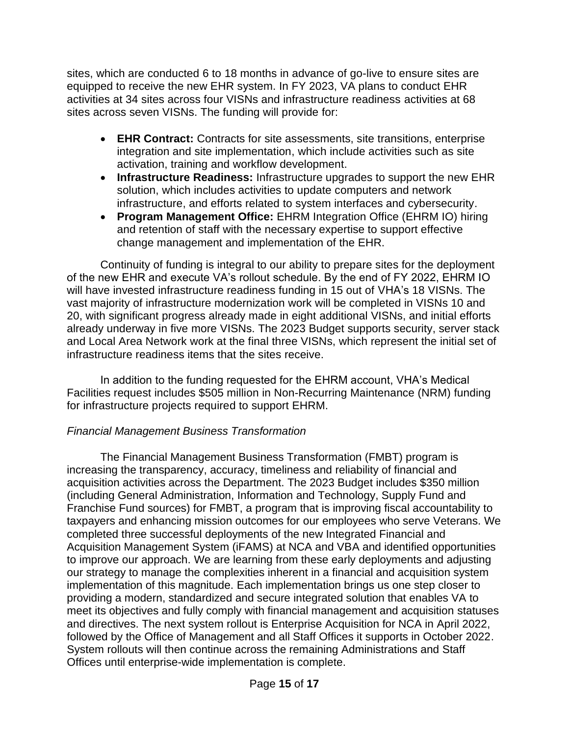sites, which are conducted 6 to 18 months in advance of go-live to ensure sites are equipped to receive the new EHR system. In FY 2023, VA plans to conduct EHR activities at 34 sites across four VISNs and infrastructure readiness activities at 68 sites across seven VISNs. The funding will provide for:

- **EHR Contract:** Contracts for site assessments, site transitions, enterprise integration and site implementation, which include activities such as site activation, training and workflow development.
- **Infrastructure Readiness:** Infrastructure upgrades to support the new EHR solution, which includes activities to update computers and network infrastructure, and efforts related to system interfaces and cybersecurity.
- **Program Management Office:** EHRM Integration Office (EHRM IO) hiring and retention of staff with the necessary expertise to support effective change management and implementation of the EHR.

Continuity of funding is integral to our ability to prepare sites for the deployment of the new EHR and execute VA's rollout schedule. By the end of FY 2022, EHRM IO will have invested infrastructure readiness funding in 15 out of VHA's 18 VISNs. The vast majority of infrastructure modernization work will be completed in VISNs 10 and 20, with significant progress already made in eight additional VISNs, and initial efforts already underway in five more VISNs. The 2023 Budget supports security, server stack and Local Area Network work at the final three VISNs, which represent the initial set of infrastructure readiness items that the sites receive.

In addition to the funding requested for the EHRM account, VHA's Medical Facilities request includes $505 million in Non-Recurring Maintenance (NRM) funding for infrastructure projects required to support EHRM.

*Financial Management Business Transformation*

The Financial Management Business Transformation (FMBT) program is increasing the transparency, accuracy, timeliness and reliability of financial and acquisition activities across the Department. The 2023 Budget includes $350 million (including General Administration, Information and Technology, Supply Fund and Franchise Fund sources) for FMBT, a program that is improving fiscal accountability to taxpayers and enhancing mission outcomes for our employees who serve Veterans. We completed three successful deployments of the new Integrated Financial and Acquisition Management System (iFAMS) at NCA and VBA and identified opportunities to improve our approach. We are learning from these early deployments and adjusting our strategy to manage the complexities inherent in a financial and acquisition system implementation of this magnitude. Each implementation brings us one step closer to providing a modern, standardized and secure integrated solution that enables VA to meet its objectives and fully comply with financial management and acquisition statuses and directives. The next system rollout is Enterprise Acquisition for NCA in April 2022, followed by the Office of Management and all Staff Offices it supports in October 2022. System rollouts will then continue across the remaining Administrations and Staff Offices until enterprise-wide implementation is complete.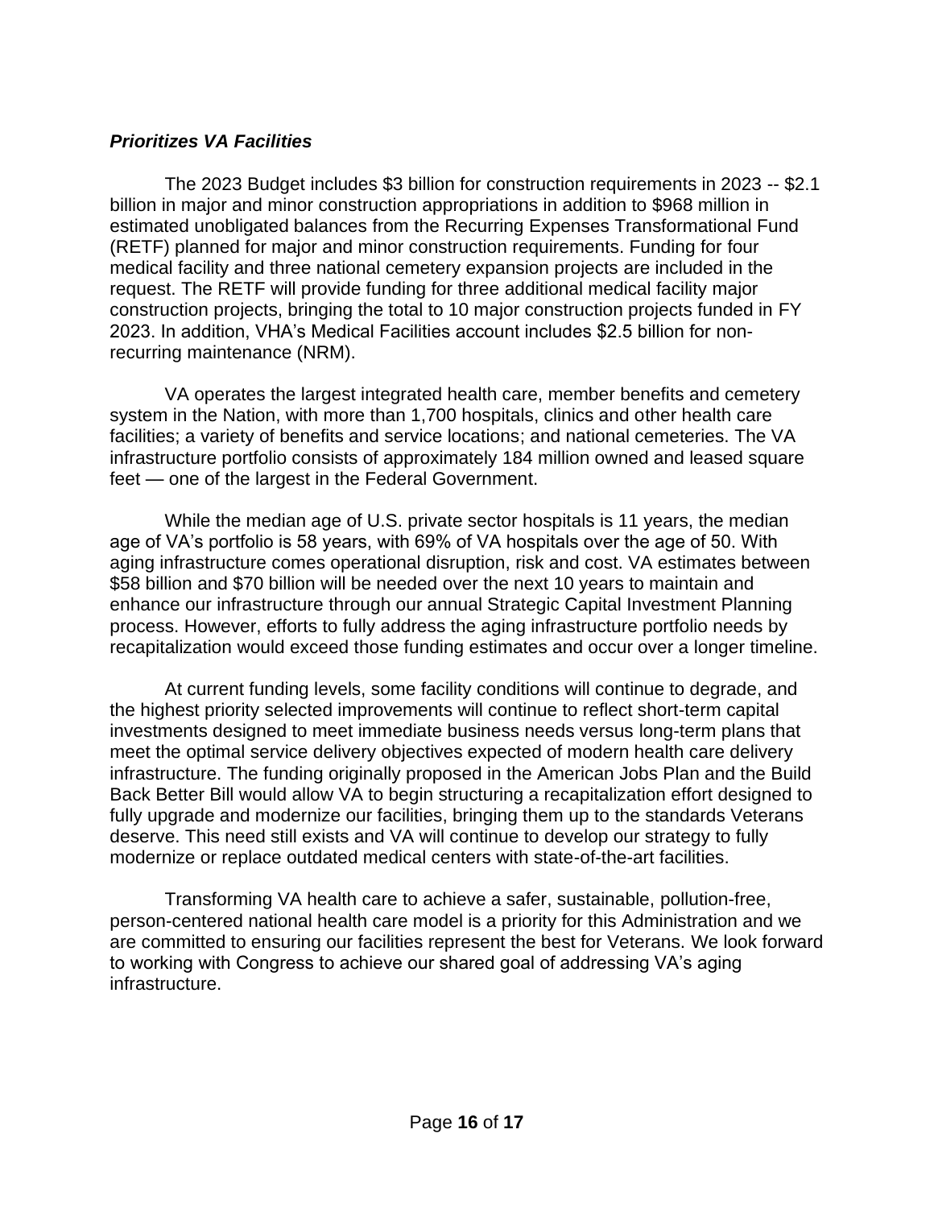***Prioritizes VA Facilities***

The 2023 Budget includes $3 billion for construction requirements in 2023 -- $2.1 billion in major and minor construction appropriations in addition to $968 million in estimated unobligated balances from the Recurring Expenses Transformational Fund (RETF) planned for major and minor construction requirements. Funding for four medical facility and three national cemetery expansion projects are included in the request. The RETF will provide funding for three additional medical facility major construction projects, bringing the total to 10 major construction projects funded in FY 2023. In addition, VHA's Medical Facilities account includes $2.5 billion for non-recurring maintenance (NRM).

VA operates the largest integrated health care, member benefits and cemetery system in the Nation, with more than 1,700 hospitals, clinics and other health care facilities; a variety of benefits and service locations; and national cemeteries. The VA infrastructure portfolio consists of approximately 184 million owned and leased square feet — one of the largest in the Federal Government.

While the median age of U.S. private sector hospitals is 11 years, the median age of VA's portfolio is 58 years, with 69% of VA hospitals over the age of 50. With aging infrastructure comes operational disruption, risk and cost. VA estimates between $58 billion and $70 billion will be needed over the next 10 years to maintain and enhance our infrastructure through our annual Strategic Capital Investment Planning process. However, efforts to fully address the aging infrastructure portfolio needs by recapitalization would exceed those funding estimates and occur over a longer timeline.

At current funding levels, some facility conditions will continue to degrade, and the highest priority selected improvements will continue to reflect short-term capital investments designed to meet immediate business needs versus long-term plans that meet the optimal service delivery objectives expected of modern health care delivery infrastructure. The funding originally proposed in the American Jobs Plan and the Build Back Better Bill would allow VA to begin structuring a recapitalization effort designed to fully upgrade and modernize our facilities, bringing them up to the standards Veterans deserve. This need still exists and VA will continue to develop our strategy to fully modernize or replace outdated medical centers with state-of-the-art facilities.

Transforming VA health care to achieve a safer, sustainable, pollution-free, person-centered national health care model is a priority for this Administration and we are committed to ensuring our facilities represent the best for Veterans. We look forward to working with Congress to achieve our shared goal of addressing VA's aging infrastructure.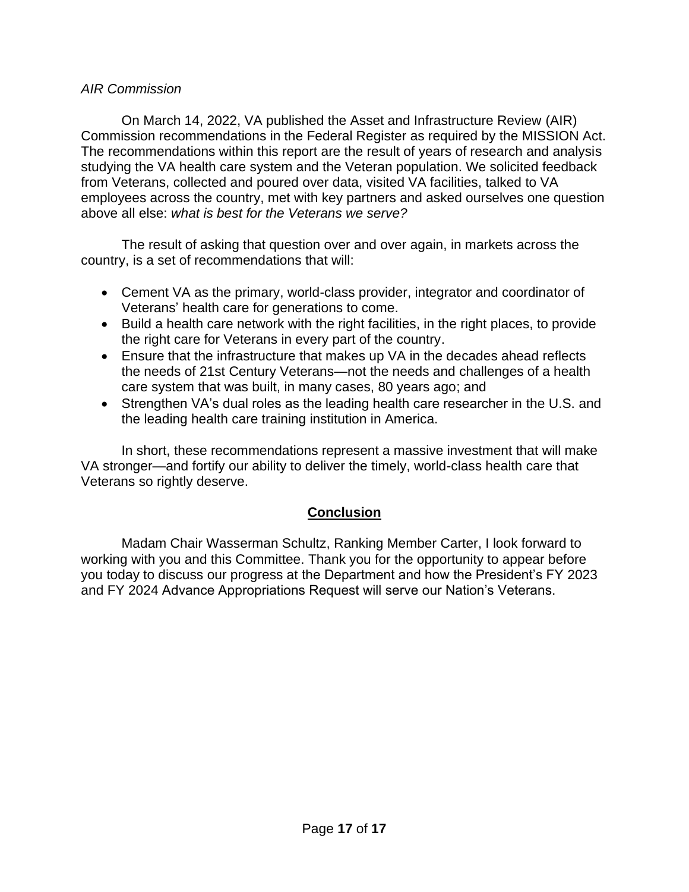*AIR Commission*

On March 14, 2022, VA published the Asset and Infrastructure Review (AIR) Commission recommendations in the Federal Register as required by the MISSION Act. The recommendations within this report are the result of years of research and analysis studying the VA health care system and the Veteran population. We solicited feedback from Veterans, collected and poured over data, visited VA facilities, talked to VA employees across the country, met with key partners and asked ourselves one question above all else: *what is best for the Veterans we serve?*

The result of asking that question over and over again, in markets across the country, is a set of recommendations that will:

- Cement VA as the primary, world-class provider, integrator and coordinator of Veterans' health care for generations to come.
- Build a health care network with the right facilities, in the right places, to provide the right care for Veterans in every part of the country.
- Ensure that the infrastructure that makes up VA in the decades ahead reflects the needs of 21st Century Veterans—not the needs and challenges of a health care system that was built, in many cases, 80 years ago; and
- Strengthen VA's dual roles as the leading health care researcher in the U.S. and the leading health care training institution in America.

In short, these recommendations represent a massive investment that will make VA stronger—and fortify our ability to deliver the timely, world-class health care that Veterans so rightly deserve.

## **Conclusion**

Madam Chair Wasserman Schultz, Ranking Member Carter, I look forward to working with you and this Committee. Thank you for the opportunity to appear before you today to discuss our progress at the Department and how the President's FY 2023 and FY 2024 Advance Appropriations Request will serve our Nation's Veterans.